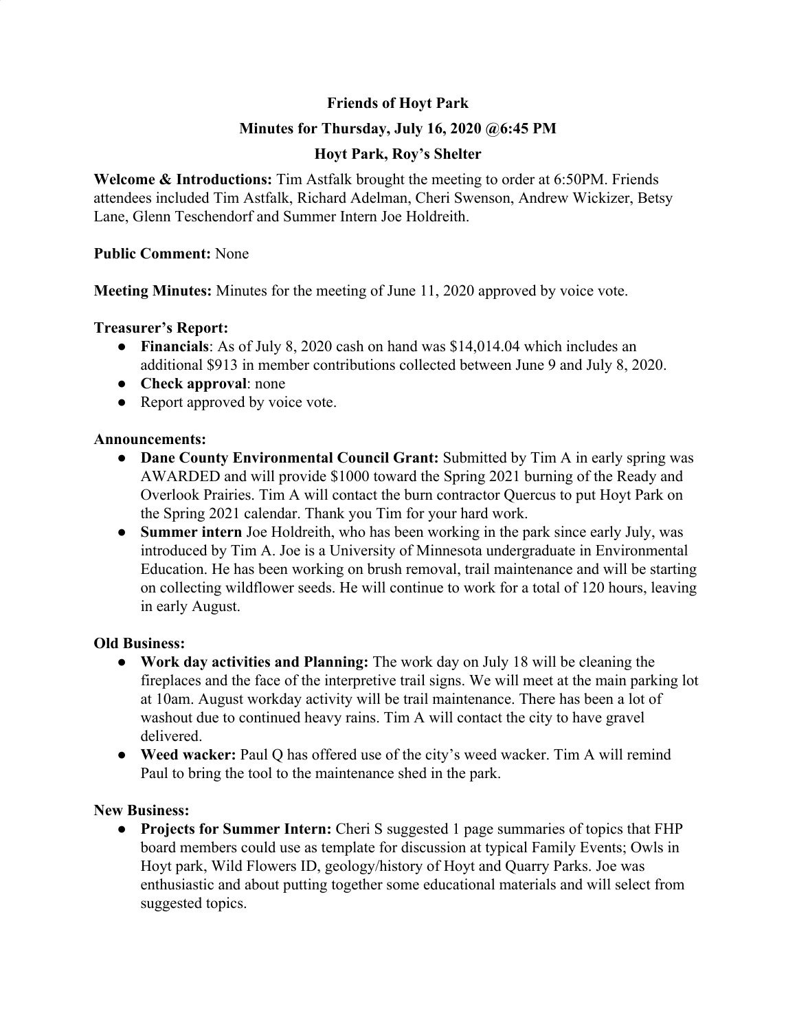**Friends of Hoyt Park**

**Minutes for Thursday, July 16, 2020 @6:45 PM**

**Hoyt Park, Roy's Shelter**

**Welcome & Introductions:** Tim Astfalk brought the meeting to order at 6:50PM. Friends attendees included Tim Astfalk, Richard Adelman, Cheri Swenson, Andrew Wickizer, Betsy Lane, Glenn Teschendorf and Summer Intern Joe Holdreith.

**Public Comment:** None

**Meeting Minutes:** Minutes for the meeting of June 11, 2020 approved by voice vote.

**Treasurer's Report:**

- **Financials**: As of July 8, 2020 cash on hand was $14,014.04 which includes an additional $913 in member contributions collected between June 9 and July 8, 2020.
- **Check approval**: none
- Report approved by voice vote.

**Announcements:**

- **Dane County Environmental Council Grant:** Submitted by Tim A in early spring was AWARDED and will provide $1000 toward the Spring 2021 burning of the Ready and Overlook Prairies. Tim A will contact the burn contractor Quercus to put Hoyt Park on the Spring 2021 calendar. Thank you Tim for your hard work.
- **Summer intern** Joe Holdreith, who has been working in the park since early July, was introduced by Tim A. Joe is a University of Minnesota undergraduate in Environmental Education. He has been working on brush removal, trail maintenance and will be starting on collecting wildflower seeds. He will continue to work for a total of 120 hours, leaving in early August.

**Old Business:**

- **Work day activities and Planning:** The work day on July 18 will be cleaning the fireplaces and the face of the interpretive trail signs. We will meet at the main parking lot at 10am. August workday activity will be trail maintenance. There has been a lot of washout due to continued heavy rains. Tim A will contact the city to have gravel delivered.
- **Weed wacker:** Paul Q has offered use of the city's weed wacker. Tim A will remind Paul to bring the tool to the maintenance shed in the park.

**New Business:**

- **Projects for Summer Intern:** Cheri S suggested 1 page summaries of topics that FHP board members could use as template for discussion at typical Family Events; Owls in Hoyt park, Wild Flowers ID, geology/history of Hoyt and Quarry Parks. Joe was enthusiastic and about putting together some educational materials and will select from suggested topics.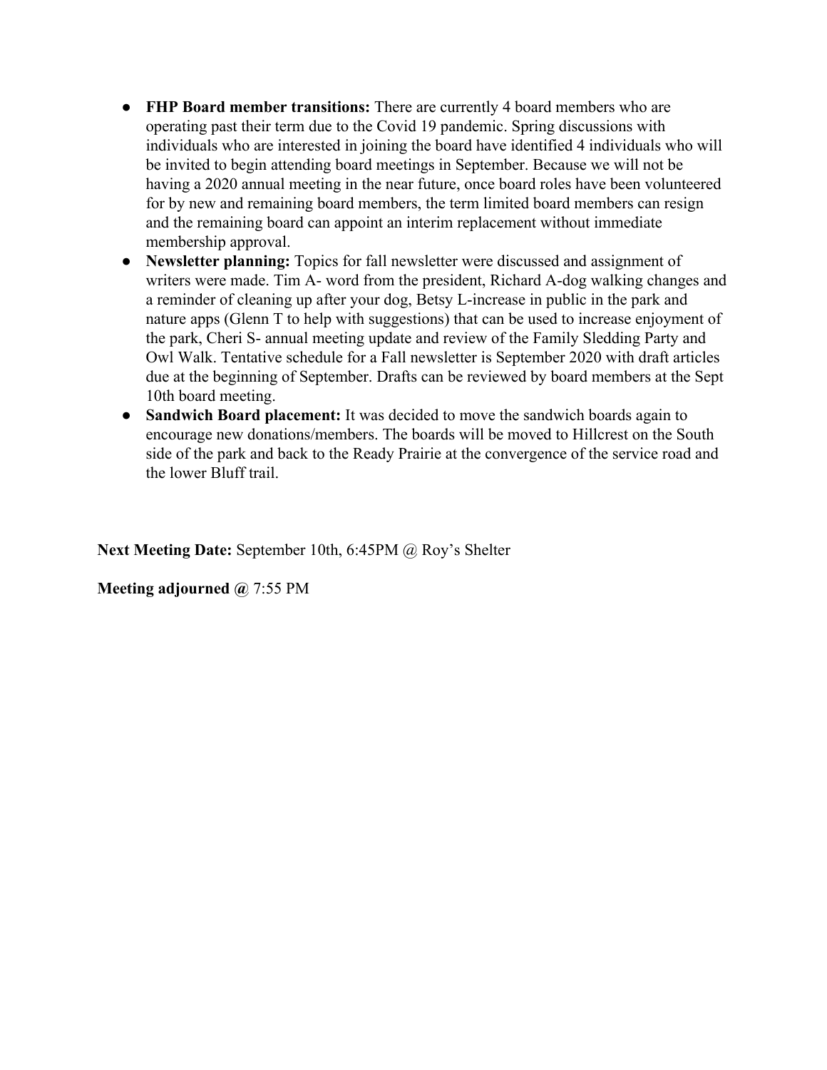- **FHP Board member transitions:** There are currently 4 board members who are operating past their term due to the Covid 19 pandemic. Spring discussions with individuals who are interested in joining the board have identified 4 individuals who will be invited to begin attending board meetings in September. Because we will not be having a 2020 annual meeting in the near future, once board roles have been volunteered for by new and remaining board members, the term limited board members can resign and the remaining board can appoint an interim replacement without immediate membership approval.
- **Newsletter planning:** Topics for fall newsletter were discussed and assignment of writers were made. Tim A- word from the president, Richard A-dog walking changes and a reminder of cleaning up after your dog, Betsy L-increase in public in the park and nature apps (Glenn T to help with suggestions) that can be used to increase enjoyment of the park, Cheri S- annual meeting update and review of the Family Sledding Party and Owl Walk. Tentative schedule for a Fall newsletter is September 2020 with draft articles due at the beginning of September. Drafts can be reviewed by board members at the Sept 10th board meeting.
- **Sandwich Board placement:** It was decided to move the sandwich boards again to encourage new donations/members. The boards will be moved to Hillcrest on the South side of the park and back to the Ready Prairie at the convergence of the service road and the lower Bluff trail.

**Next Meeting Date:** September 10th, 6:45PM @ Roy's Shelter

**Meeting adjourned @** 7:55 PM